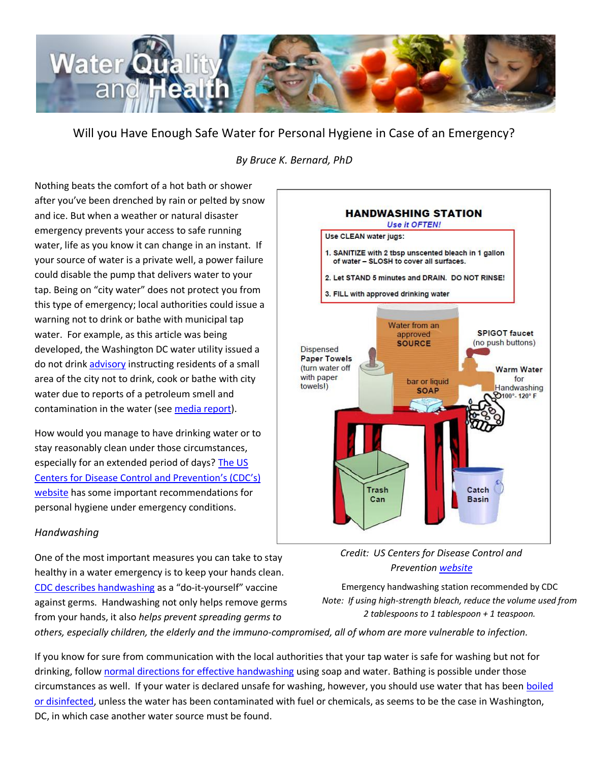# Will you Have Enough Safe Water for Personal Hygiene in Case of an Emergency?

*By Bruce K. Bernard, PhD*

Nothing beats the comfort of a hot bath or shower after you've been drenched by rain or pelted by snow and ice. But when a weather or natural disaster emergency prevents your access to safe running water, life as you know it can change in an instant. If your source of water is a private well, a power failure could disable the pump that delivers water to your tap. Being on "city water" does not protect you from this type of emergency; local authorities could issue a warning not to drink or bathe with municipal tap water. For example, as this article was being developed, the Washington DC water utility issued a do not drink advisory instructing residents of a small area of the city not to drink, cook or bathe with city water due to reports of a petroleum smell and contamination in the water (see media report).

How would you manage to have drinking water or to stay reasonably clean under those circumstances, especially for an extended period of days? The US Centers for Disease Control and Prevention's (CDC's) website has some important recommendations for personal hygiene under emergency conditions.

*Credit: US Centers for Disease Control and Prevention website*

Emergency handwashing station recommended by CDC

*Note: If using high-strength bleach, reduce the volume used from 2 tablespoons to 1 tablespoon + 1 teaspoon.*

## *Handwashing*

One of the most important measures you can take to stay healthy in a water emergency is to keep your hands clean. CDC describes handwashing as a "do-it-yourself" vaccine against germs. Handwashing not only helps remove germs from your hands, it also *helps prevent spreading germs to others, especially children, the elderly and the immuno-compromised, all of whom are more vulnerable to infection.*

If you know for sure from communication with the local authorities that your tap water is safe for washing but not for drinking, follow normal directions for effective handwashing using soap and water. Bathing is possible under those circumstances as well. If your water is declared unsafe for washing, however, you should use water that has been boiled or disinfected, unless the water has been contaminated with fuel or chemicals, as seems to be the case in Washington, DC, in which case another water source must be found.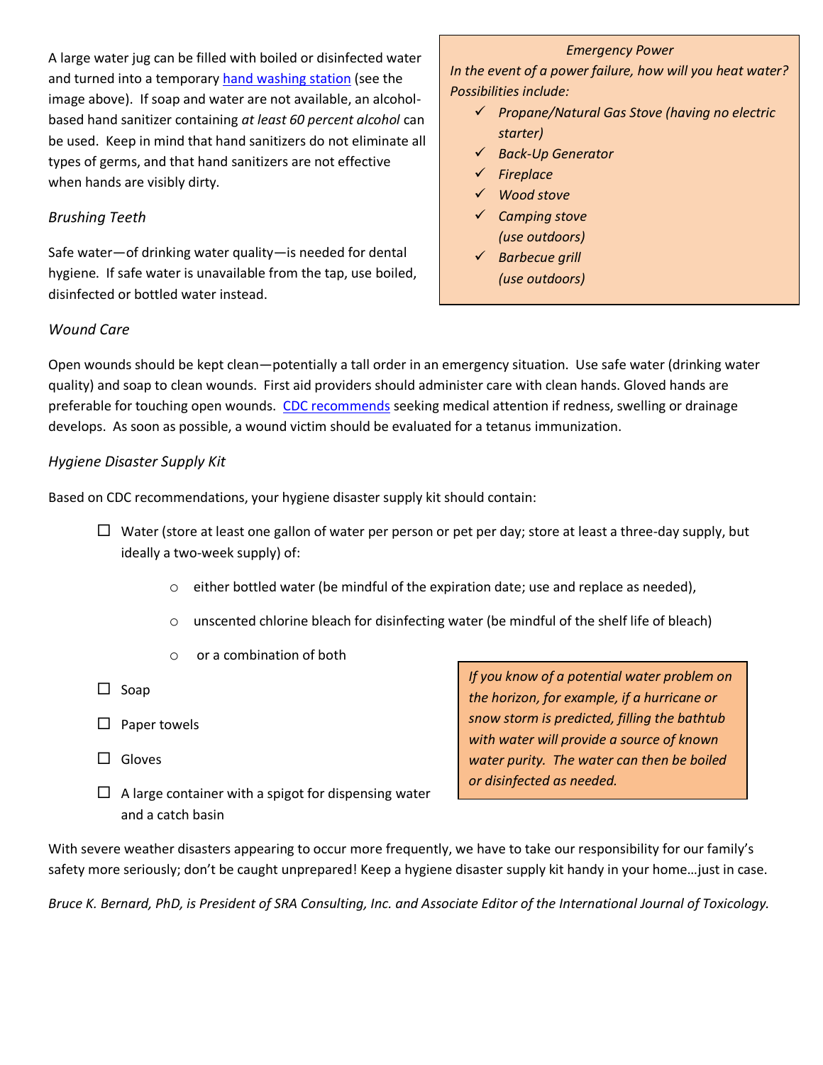A large water jug can be filled with boiled or disinfected water and turned into a temporary hand washing station (see the image above). If soap and water are not available, an alcohol-based hand sanitizer containing *at least 60 percent alcohol* can be used. Keep in mind that hand sanitizers do not eliminate all types of germs, and that hand sanitizers are not effective when hands are visibly dirty.

*Emergency Power*

*In the event of a power failure, how will you heat water? Possibilities include:*

- ✓ *Propane/Natural Gas Stove (having no electric starter)*
- ✓ *Back-Up Generator*
- ✓ *Fireplace*
- ✓ *Wood stove*
- ✓ *Camping stove (use outdoors)*
- ✓ *Barbecue grill (use outdoors)*

### *Brushing Teeth*

Safe water—of drinking water quality—is needed for dental hygiene. If safe water is unavailable from the tap, use boiled, disinfected or bottled water instead.

### *Wound Care*

Open wounds should be kept clean—potentially a tall order in an emergency situation. Use safe water (drinking water quality) and soap to clean wounds. First aid providers should administer care with clean hands. Gloved hands are preferable for touching open wounds. CDC recommends seeking medical attention if redness, swelling or drainage develops. As soon as possible, a wound victim should be evaluated for a tetanus immunization.

### *Hygiene Disaster Supply Kit*

Based on CDC recommendations, your hygiene disaster supply kit should contain:

- ☐ Water (store at least one gallon of water per person or pet per day; store at least a three-day supply, but ideally a two-week supply) of:
  - either bottled water (be mindful of the expiration date; use and replace as needed),
  - unscented chlorine bleach for disinfecting water (be mindful of the shelf life of bleach)
  - or a combination of both
- ☐ Soap
- ☐ Paper towels
- ☐ Gloves
- ☐ A large container with a spigot for dispensing water and a catch basin

*If you know of a potential water problem on the horizon, for example, if a hurricane or snow storm is predicted, filling the bathtub with water will provide a source of known water purity. The water can then be boiled or disinfected as needed.*

With severe weather disasters appearing to occur more frequently, we have to take our responsibility for our family's safety more seriously; don't be caught unprepared! Keep a hygiene disaster supply kit handy in your home…just in case.

*Bruce K. Bernard, PhD, is President of SRA Consulting, Inc. and Associate Editor of the International Journal of Toxicology.*